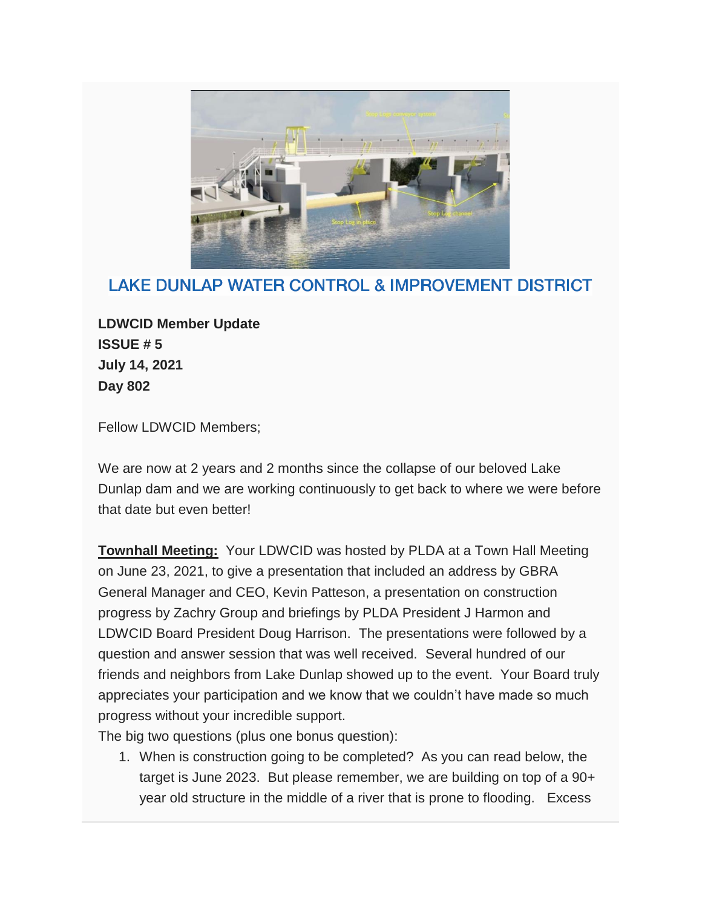## LAKE DUNLAP WATER CONTROL & IMPROVEMENT DISTRICT

**LDWCID Member Update**
**ISSUE # 5**
**July 14, 2021**
**Day 802**

Fellow LDWCID Members;

We are now at 2 years and 2 months since the collapse of our beloved Lake Dunlap dam and we are working continuously to get back to where we were before that date but even better!

**Townhall Meeting:** Your LDWCID was hosted by PLDA at a Town Hall Meeting on June 23, 2021, to give a presentation that included an address by GBRA General Manager and CEO, Kevin Patteson, a presentation on construction progress by Zachry Group and briefings by PLDA President J Harmon and LDWCID Board President Doug Harrison. The presentations were followed by a question and answer session that was well received. Several hundred of our friends and neighbors from Lake Dunlap showed up to the event. Your Board truly appreciates your participation and we know that we couldn't have made so much progress without your incredible support.

The big two questions (plus one bonus question):

1. When is construction going to be completed? As you can read below, the target is June 2023. But please remember, we are building on top of a 90+ year old structure in the middle of a river that is prone to flooding. Excess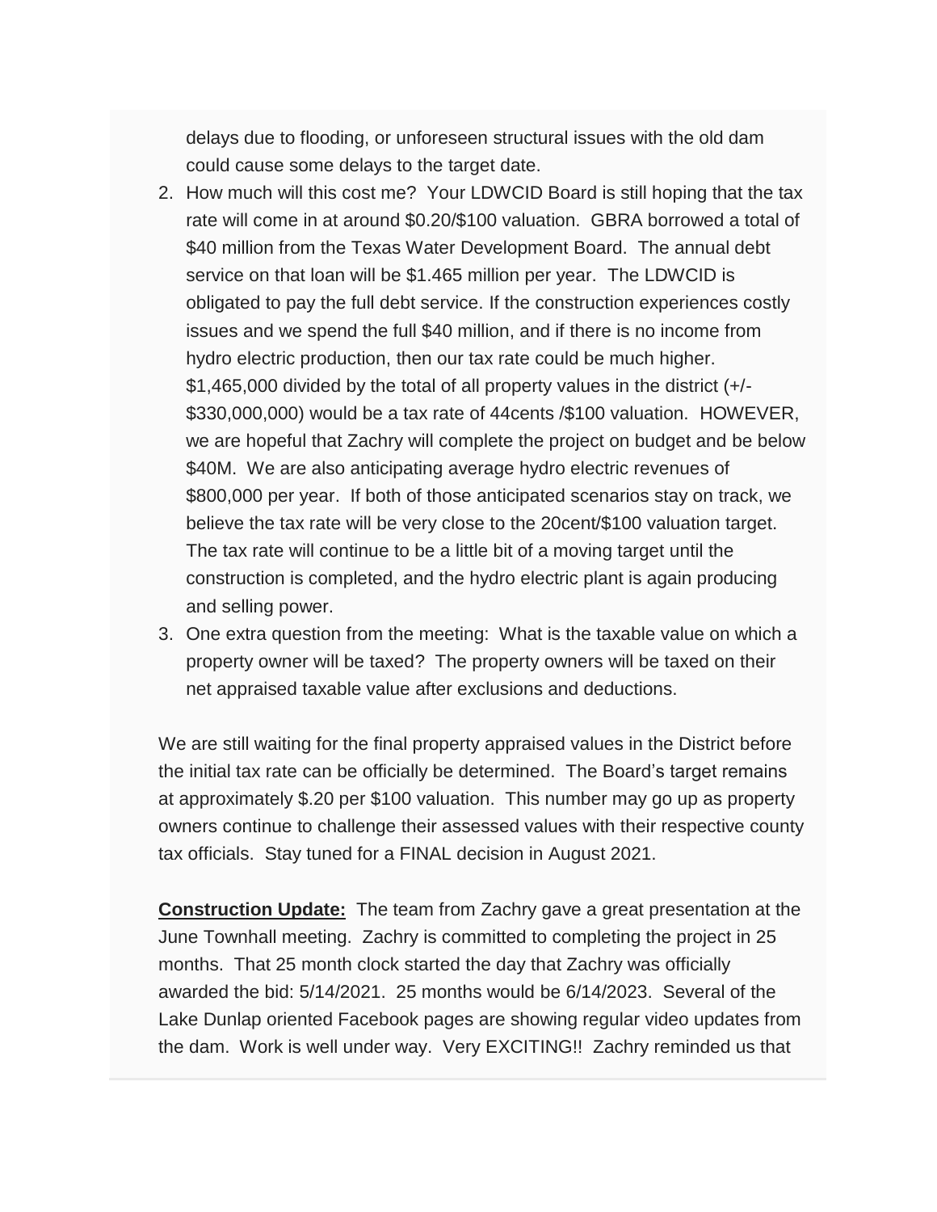delays due to flooding, or unforeseen structural issues with the old dam could cause some delays to the target date.

2. How much will this cost me? Your LDWCID Board is still hoping that the tax rate will come in at around $0.20/$100 valuation. GBRA borrowed a total of $40 million from the Texas Water Development Board. The annual debt service on that loan will be $1.465 million per year. The LDWCID is obligated to pay the full debt service. If the construction experiences costly issues and we spend the full $40 million, and if there is no income from hydro electric production, then our tax rate could be much higher. $1,465,000 divided by the total of all property values in the district (+/- $330,000,000) would be a tax rate of 44cents /$100 valuation. HOWEVER, we are hopeful that Zachry will complete the project on budget and be below $40M. We are also anticipating average hydro electric revenues of $800,000 per year. If both of those anticipated scenarios stay on track, we believe the tax rate will be very close to the 20cent/$100 valuation target. The tax rate will continue to be a little bit of a moving target until the construction is completed, and the hydro electric plant is again producing and selling power.
3. One extra question from the meeting: What is the taxable value on which a property owner will be taxed? The property owners will be taxed on their net appraised taxable value after exclusions and deductions.

We are still waiting for the final property appraised values in the District before the initial tax rate can be officially be determined. The Board's target remains at approximately $.20 per $100 valuation. This number may go up as property owners continue to challenge their assessed values with their respective county tax officials. Stay tuned for a FINAL decision in August 2021.

**Construction Update:** The team from Zachry gave a great presentation at the June Townhall meeting. Zachry is committed to completing the project in 25 months. That 25 month clock started the day that Zachry was officially awarded the bid: 5/14/2021. 25 months would be 6/14/2023. Several of the Lake Dunlap oriented Facebook pages are showing regular video updates from the dam. Work is well under way. Very EXCITING!! Zachry reminded us that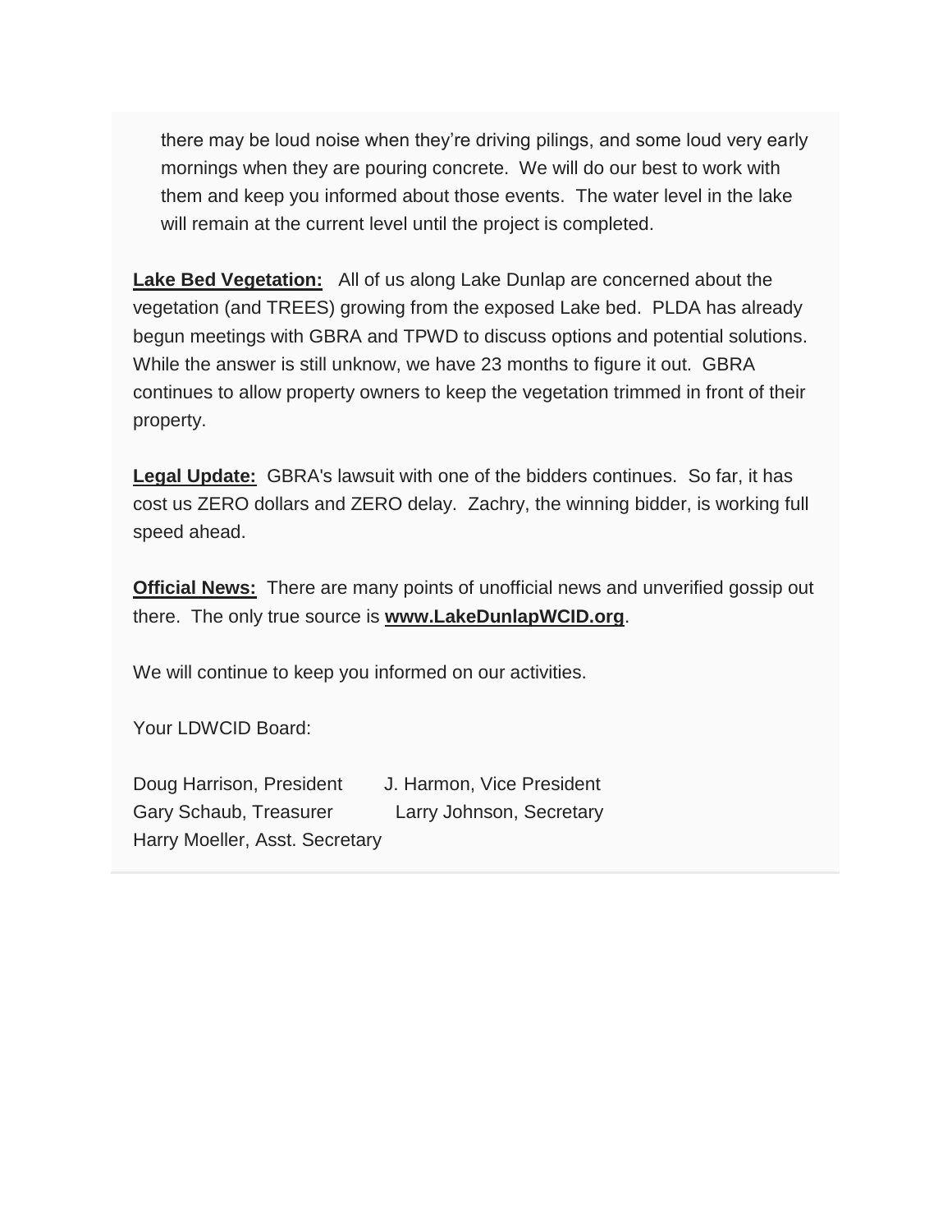there may be loud noise when they're driving pilings, and some loud very early mornings when they are pouring concrete. We will do our best to work with them and keep you informed about those events. The water level in the lake will remain at the current level until the project is completed.

**Lake Bed Vegetation:** All of us along Lake Dunlap are concerned about the vegetation (and TREES) growing from the exposed Lake bed. PLDA has already begun meetings with GBRA and TPWD to discuss options and potential solutions. While the answer is still unknow, we have 23 months to figure it out. GBRA continues to allow property owners to keep the vegetation trimmed in front of their property.

**Legal Update:** GBRA's lawsuit with one of the bidders continues. So far, it has cost us ZERO dollars and ZERO delay. Zachry, the winning bidder, is working full speed ahead.

**Official News:** There are many points of unofficial news and unverified gossip out there. The only true source is **www.LakeDunlapWCID.org**.

We will continue to keep you informed on our activities.

Your LDWCID Board:

Doug Harrison, President
J. Harmon, Vice President
Gary Schaub, Treasurer
Larry Johnson, Secretary
Harry Moeller, Asst. Secretary